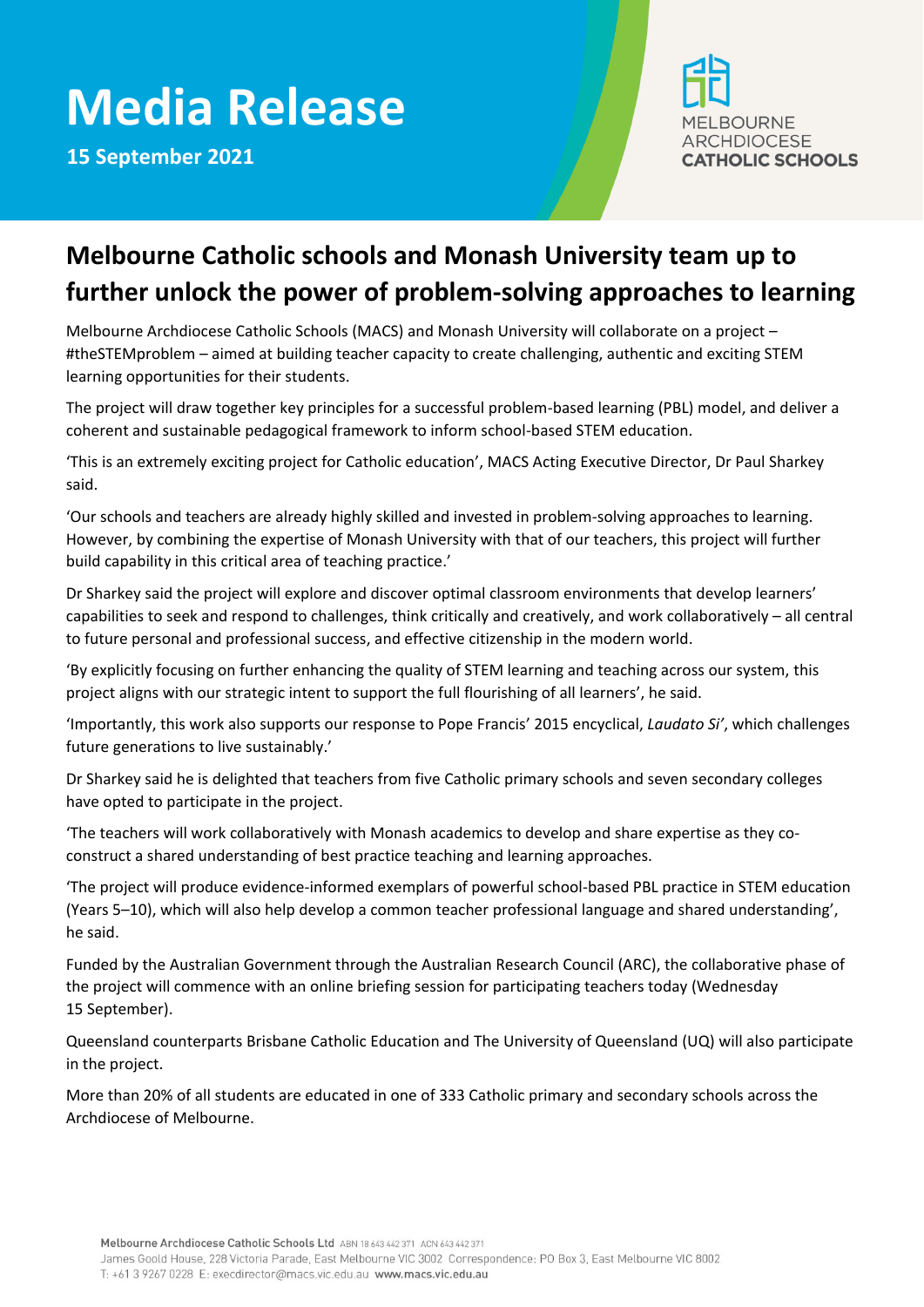# Media Release

**15 September 2021**

MELBOURNE ARCHDIOCESE **CATHOLIC SCHOOLS**

## Melbourne Catholic schools and Monash University team up to further unlock the power of problem-solving approaches to learning

Melbourne Archdiocese Catholic Schools (MACS) and Monash University will collaborate on a project – #theSTEMproblem – aimed at building teacher capacity to create challenging, authentic and exciting STEM learning opportunities for their students.

The project will draw together key principles for a successful problem-based learning (PBL) model, and deliver a coherent and sustainable pedagogical framework to inform school-based STEM education.

'This is an extremely exciting project for Catholic education', MACS Acting Executive Director, Dr Paul Sharkey said.

'Our schools and teachers are already highly skilled and invested in problem-solving approaches to learning. However, by combining the expertise of Monash University with that of our teachers, this project will further build capability in this critical area of teaching practice.'

Dr Sharkey said the project will explore and discover optimal classroom environments that develop learners' capabilities to seek and respond to challenges, think critically and creatively, and work collaboratively – all central to future personal and professional success, and effective citizenship in the modern world.

'By explicitly focusing on further enhancing the quality of STEM learning and teaching across our system, this project aligns with our strategic intent to support the full flourishing of all learners', he said.

'Importantly, this work also supports our response to Pope Francis' 2015 encyclical, *Laudato Si'*, which challenges future generations to live sustainably.'

Dr Sharkey said he is delighted that teachers from five Catholic primary schools and seven secondary colleges have opted to participate in the project.

'The teachers will work collaboratively with Monash academics to develop and share expertise as they co-construct a shared understanding of best practice teaching and learning approaches.

'The project will produce evidence-informed exemplars of powerful school-based PBL practice in STEM education (Years 5–10), which will also help develop a common teacher professional language and shared understanding', he said.

Funded by the Australian Government through the Australian Research Council (ARC), the collaborative phase of the project will commence with an online briefing session for participating teachers today (Wednesday 15 September).

Queensland counterparts Brisbane Catholic Education and The University of Queensland (UQ) will also participate in the project.

More than 20% of all students are educated in one of 333 Catholic primary and secondary schools across the Archdiocese of Melbourne.

**Melbourne Archdiocese Catholic Schools Ltd** ABN 18 643 442 371 ACN 643 442 371
James Goold House, 228 Victoria Parade, East Melbourne VIC 3002 Correspondence: PO Box 3, East Melbourne VIC 8002
T: +61 3 9267 0228 E: execdirector@macs.vic.edu.au **www.macs.vic.edu.au**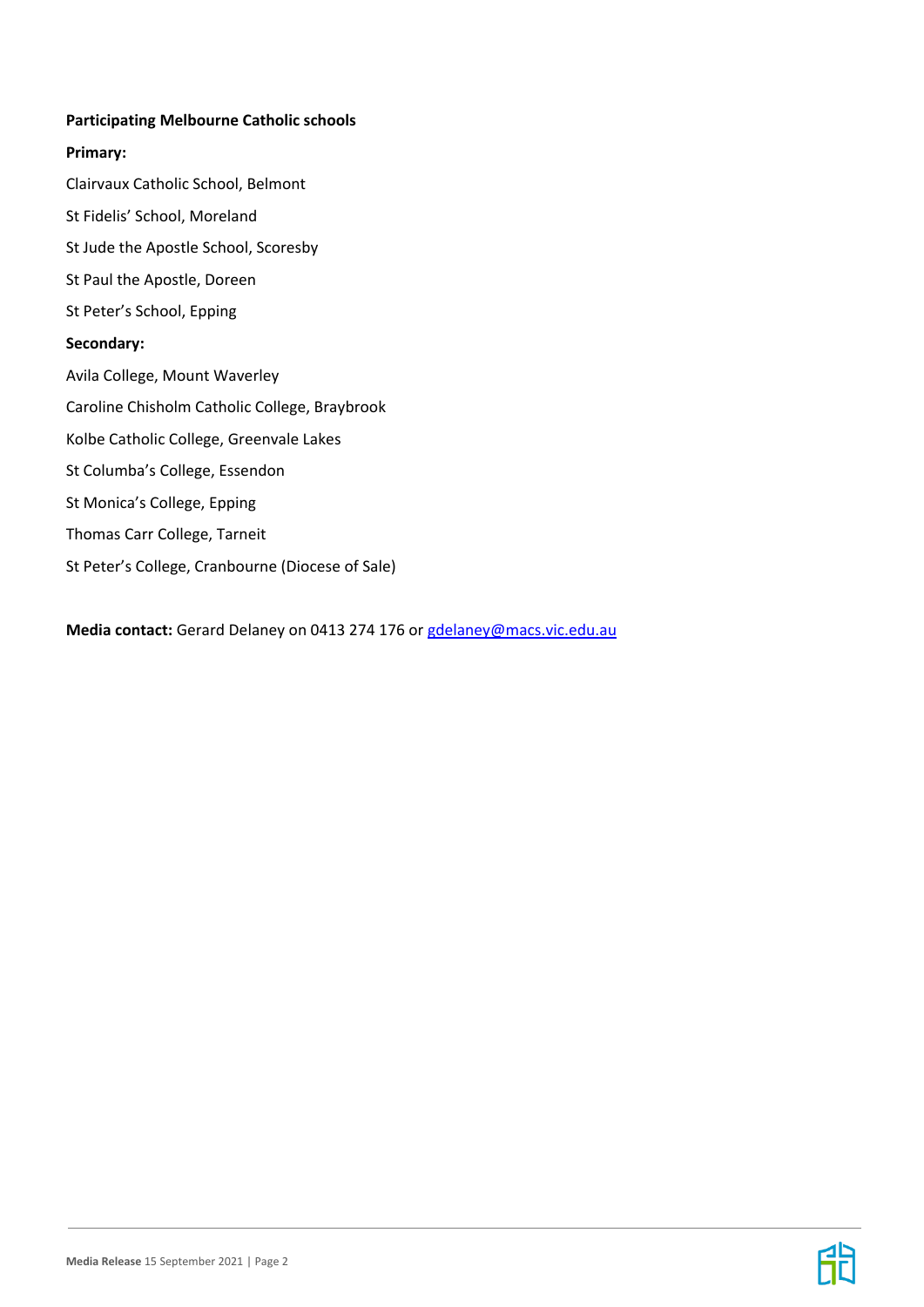**Participating Melbourne Catholic schools**

**Primary:**

Clairvaux Catholic School, Belmont

St Fidelis' School, Moreland

St Jude the Apostle School, Scoresby

St Paul the Apostle, Doreen

St Peter's School, Epping

**Secondary:**

Avila College, Mount Waverley

Caroline Chisholm Catholic College, Braybrook

Kolbe Catholic College, Greenvale Lakes

St Columba's College, Essendon

St Monica's College, Epping

Thomas Carr College, Tarneit

St Peter's College, Cranbourne (Diocese of Sale)

**Media contact:** Gerard Delaney on 0413 274 176 or gdelaney@macs.vic.edu.au